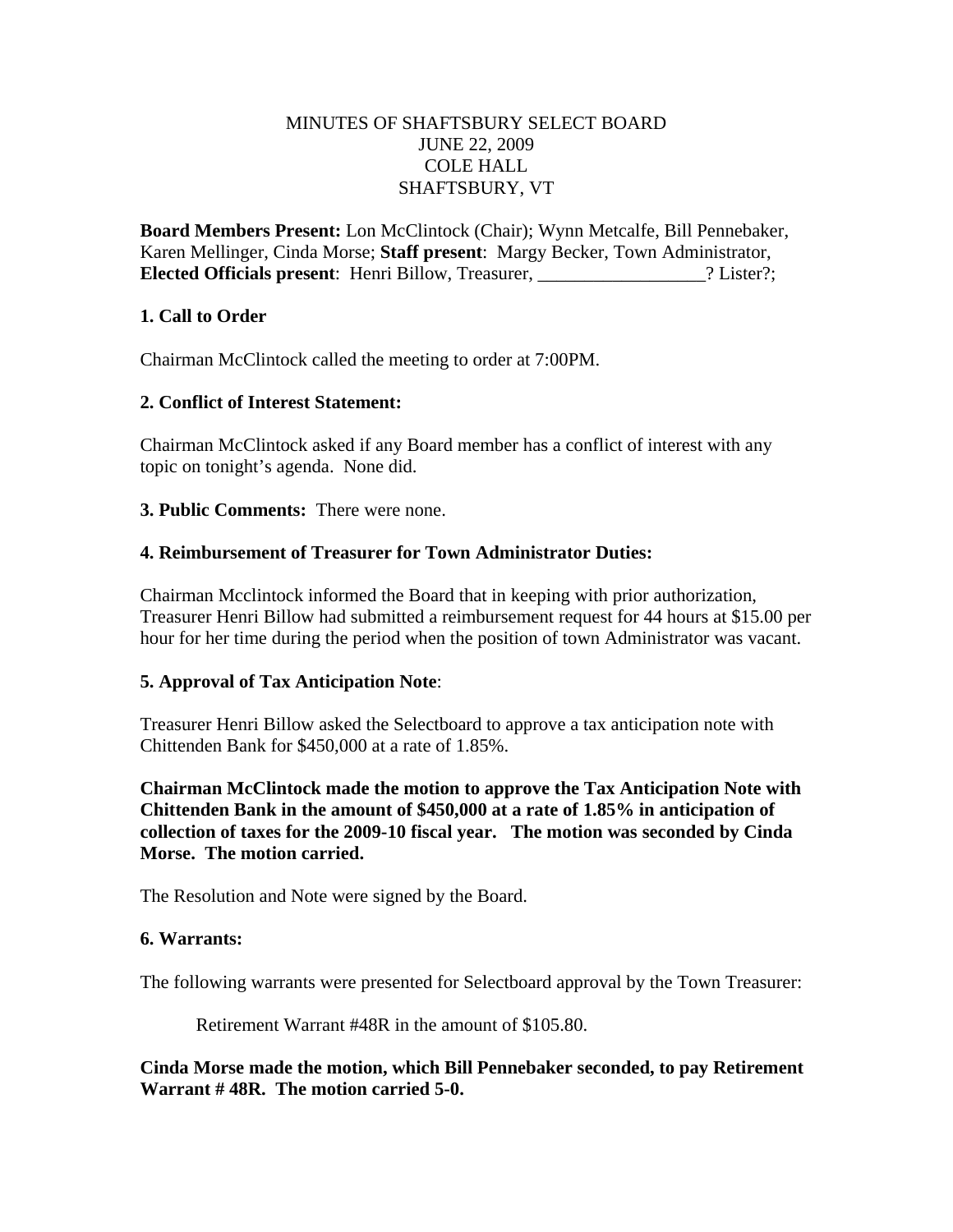MINUTES OF SHAFTSBURY SELECT BOARD
JUNE 22, 2009
COLE HALL
SHAFTSBURY, VT

**Board Members Present:** Lon McClintock (Chair); Wynn Metcalfe, Bill Pennebaker, Karen Mellinger, Cinda Morse; **Staff present**: Margy Becker, Town Administrator, **Elected Officials present**: Henri Billow, Treasurer, __________________? Lister?;

**1. Call to Order**

Chairman McClintock called the meeting to order at 7:00PM.

**2. Conflict of Interest Statement:**

Chairman McClintock asked if any Board member has a conflict of interest with any topic on tonight's agenda. None did.

**3. Public Comments:** There were none.

**4. Reimbursement of Treasurer for Town Administrator Duties:**

Chairman Mcclintock informed the Board that in keeping with prior authorization, Treasurer Henri Billow had submitted a reimbursement request for 44 hours at $15.00 per hour for her time during the period when the position of town Administrator was vacant.

**5. Approval of Tax Anticipation Note**:

Treasurer Henri Billow asked the Selectboard to approve a tax anticipation note with Chittenden Bank for $450,000 at a rate of 1.85%.

**Chairman McClintock made the motion to approve the Tax Anticipation Note with Chittenden Bank in the amount of $450,000 at a rate of 1.85% in anticipation of collection of taxes for the 2009-10 fiscal year. The motion was seconded by Cinda Morse. The motion carried.**

The Resolution and Note were signed by the Board.

**6. Warrants:**

The following warrants were presented for Selectboard approval by the Town Treasurer:

Retirement Warrant #48R in the amount of $105.80.

**Cinda Morse made the motion, which Bill Pennebaker seconded, to pay Retirement Warrant # 48R. The motion carried 5-0.**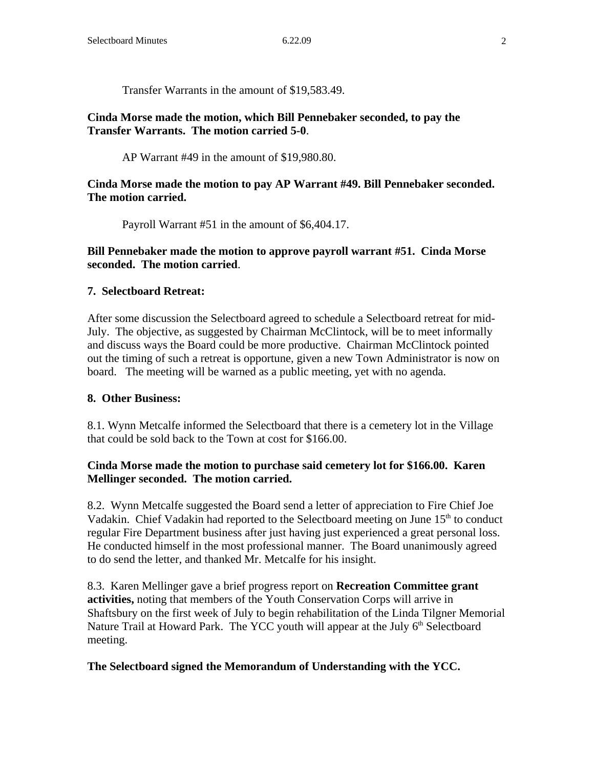Transfer Warrants in the amount of $19,583.49.

**Cinda Morse made the motion, which Bill Pennebaker seconded, to pay the Transfer Warrants. The motion carried 5-0**.

AP Warrant #49 in the amount of $19,980.80.

**Cinda Morse made the motion to pay AP Warrant #49. Bill Pennebaker seconded. The motion carried.**

Payroll Warrant #51 in the amount of $6,404.17.

**Bill Pennebaker made the motion to approve payroll warrant #51. Cinda Morse seconded. The motion carried**.

**7. Selectboard Retreat:**

After some discussion the Selectboard agreed to schedule a Selectboard retreat for mid-July. The objective, as suggested by Chairman McClintock, will be to meet informally and discuss ways the Board could be more productive. Chairman McClintock pointed out the timing of such a retreat is opportune, given a new Town Administrator is now on board. The meeting will be warned as a public meeting, yet with no agenda.

**8. Other Business:**

8.1. Wynn Metcalfe informed the Selectboard that there is a cemetery lot in the Village that could be sold back to the Town at cost for $166.00.

**Cinda Morse made the motion to purchase said cemetery lot for $166.00. Karen Mellinger seconded. The motion carried.**

8.2. Wynn Metcalfe suggested the Board send a letter of appreciation to Fire Chief Joe Vadakin. Chief Vadakin had reported to the Selectboard meeting on June 15th to conduct regular Fire Department business after just having just experienced a great personal loss. He conducted himself in the most professional manner. The Board unanimously agreed to do send the letter, and thanked Mr. Metcalfe for his insight.

8.3. Karen Mellinger gave a brief progress report on **Recreation Committee grant activities,** noting that members of the Youth Conservation Corps will arrive in Shaftsbury on the first week of July to begin rehabilitation of the Linda Tilgner Memorial Nature Trail at Howard Park. The YCC youth will appear at the July 6th Selectboard meeting.

**The Selectboard signed the Memorandum of Understanding with the YCC.**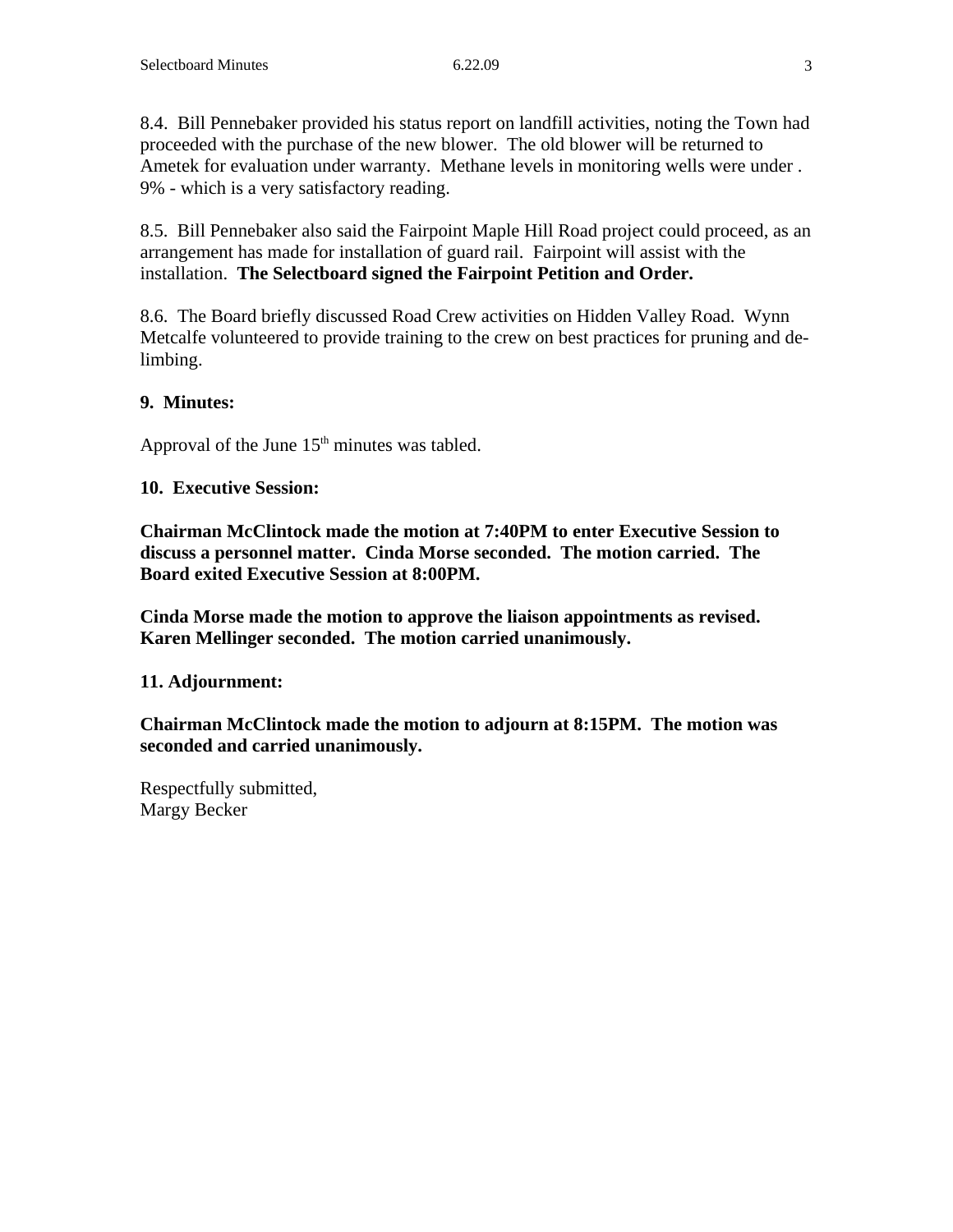8.4. Bill Pennebaker provided his status report on landfill activities, noting the Town had proceeded with the purchase of the new blower. The old blower will be returned to Ametek for evaluation under warranty. Methane levels in monitoring wells were under . 9% - which is a very satisfactory reading.

8.5. Bill Pennebaker also said the Fairpoint Maple Hill Road project could proceed, as an arrangement has made for installation of guard rail. Fairpoint will assist with the installation. **The Selectboard signed the Fairpoint Petition and Order.**

8.6. The Board briefly discussed Road Crew activities on Hidden Valley Road. Wynn Metcalfe volunteered to provide training to the crew on best practices for pruning and de-limbing.

**9. Minutes:**

Approval of the June 15th minutes was tabled.

**10. Executive Session:**

**Chairman McClintock made the motion at 7:40PM to enter Executive Session to discuss a personnel matter. Cinda Morse seconded. The motion carried. The Board exited Executive Session at 8:00PM.**

**Cinda Morse made the motion to approve the liaison appointments as revised. Karen Mellinger seconded. The motion carried unanimously.**

**11. Adjournment:**

**Chairman McClintock made the motion to adjourn at 8:15PM. The motion was seconded and carried unanimously.**

Respectfully submitted,
Margy Becker